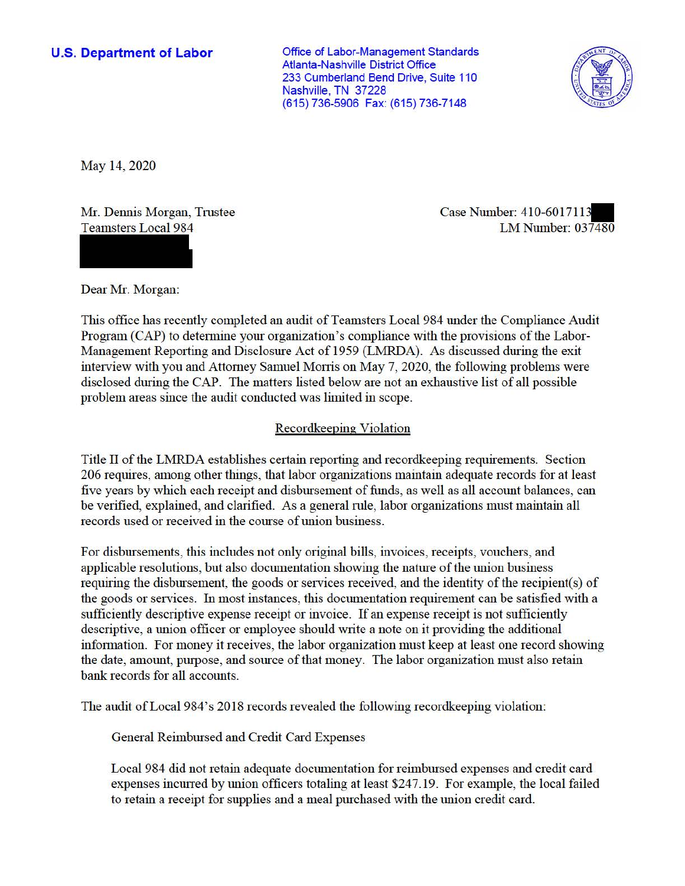**U.S. Department of Labor**

Office of Labor-Management Standards
Atlanta-Nashville District Office
233 Cumberland Bend Drive, Suite 110
Nashville, TN 37228
(615) 736-5906 Fax: (615) 736-7148

May 14, 2020

Mr. Dennis Morgan, Trustee
Teamsters Local 984

Case Number: 410-6017113
LM Number: 037480

Dear Mr. Morgan:

This office has recently completed an audit of Teamsters Local 984 under the Compliance Audit Program (CAP) to determine your organization's compliance with the provisions of the Labor-Management Reporting and Disclosure Act of 1959 (LMRDA). As discussed during the exit interview with you and Attorney Samuel Morris on May 7, 2020, the following problems were disclosed during the CAP. The matters listed below are not an exhaustive list of all possible problem areas since the audit conducted was limited in scope.

## Recordkeeping Violation

Title II of the LMRDA establishes certain reporting and recordkeeping requirements. Section 206 requires, among other things, that labor organizations maintain adequate records for at least five years by which each receipt and disbursement of funds, as well as all account balances, can be verified, explained, and clarified. As a general rule, labor organizations must maintain all records used or received in the course of union business.

For disbursements, this includes not only original bills, invoices, receipts, vouchers, and applicable resolutions, but also documentation showing the nature of the union business requiring the disbursement, the goods or services received, and the identity of the recipient(s) of the goods or services. In most instances, this documentation requirement can be satisfied with a sufficiently descriptive expense receipt or invoice. If an expense receipt is not sufficiently descriptive, a union officer or employee should write a note on it providing the additional information. For money it receives, the labor organization must keep at least one record showing the date, amount, purpose, and source of that money. The labor organization must also retain bank records for all accounts.

The audit of Local 984's 2018 records revealed the following recordkeeping violation:

General Reimbursed and Credit Card Expenses

Local 984 did not retain adequate documentation for reimbursed expenses and credit card expenses incurred by union officers totaling at least $247.19. For example, the local failed to retain a receipt for supplies and a meal purchased with the union credit card.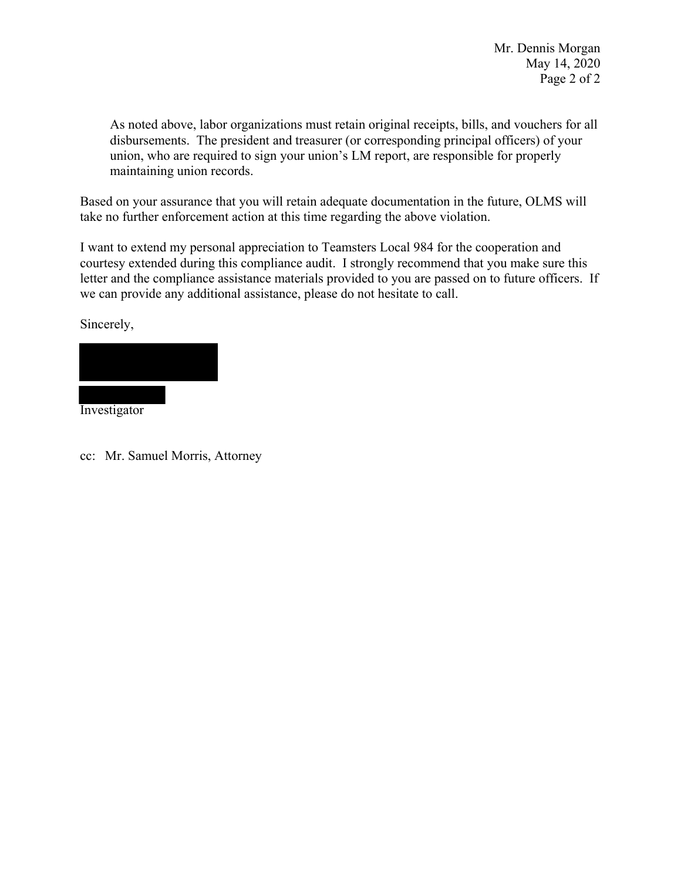As noted above, labor organizations must retain original receipts, bills, and vouchers for all disbursements. The president and treasurer (or corresponding principal officers) of your union, who are required to sign your union's LM report, are responsible for properly maintaining union records.

Based on your assurance that you will retain adequate documentation in the future, OLMS will take no further enforcement action at this time regarding the above violation.

I want to extend my personal appreciation to Teamsters Local 984 for the cooperation and courtesy extended during this compliance audit. I strongly recommend that you make sure this letter and the compliance assistance materials provided to you are passed on to future officers. If we can provide any additional assistance, please do not hesitate to call.

Sincerely,

Investigator

cc: Mr. Samuel Morris, Attorney